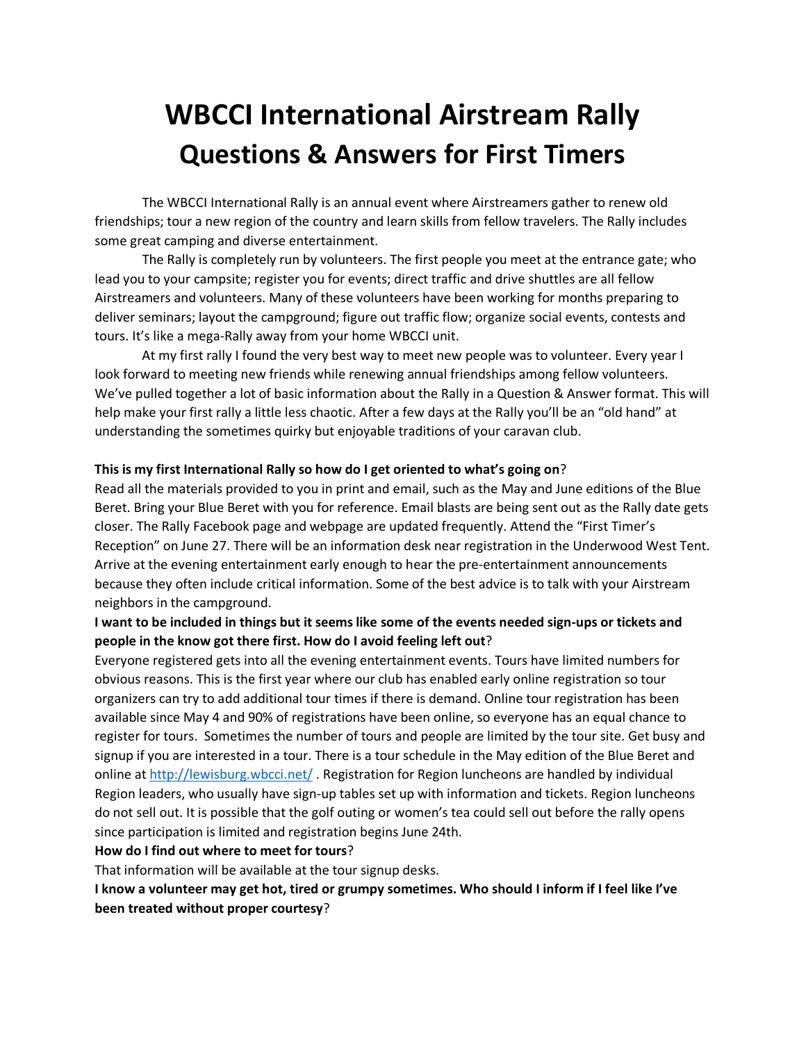# WBCCI International Airstream Rally

## Questions & Answers for First Timers

The WBCCI International Rally is an annual event where Airstreamers gather to renew old friendships; tour a new region of the country and learn skills from fellow travelers. The Rally includes some great camping and diverse entertainment.

The Rally is completely run by volunteers. The first people you meet at the entrance gate; who lead you to your campsite; register you for events; direct traffic and drive shuttles are all fellow Airstreamers and volunteers. Many of these volunteers have been working for months preparing to deliver seminars; layout the campground; figure out traffic flow; organize social events, contests and tours. It's like a mega-Rally away from your home WBCCI unit.

At my first rally I found the very best way to meet new people was to volunteer. Every year I look forward to meeting new friends while renewing annual friendships among fellow volunteers. We've pulled together a lot of basic information about the Rally in a Question & Answer format. This will help make your first rally a little less chaotic. After a few days at the Rally you'll be an "old hand" at understanding the sometimes quirky but enjoyable traditions of your caravan club.

**This is my first International Rally so how do I get oriented to what's going on**?

Read all the materials provided to you in print and email, such as the May and June editions of the Blue Beret. Bring your Blue Beret with you for reference. Email blasts are being sent out as the Rally date gets closer. The Rally Facebook page and webpage are updated frequently. Attend the "First Timer's Reception" on June 27. There will be an information desk near registration in the Underwood West Tent. Arrive at the evening entertainment early enough to hear the pre-entertainment announcements because they often include critical information. Some of the best advice is to talk with your Airstream neighbors in the campground.

**I want to be included in things but it seems like some of the events needed sign-ups or tickets and people in the know got there first. How do I avoid feeling left out**?

Everyone registered gets into all the evening entertainment events. Tours have limited numbers for obvious reasons. This is the first year where our club has enabled early online registration so tour organizers can try to add additional tour times if there is demand. Online tour registration has been available since May 4 and 90% of registrations have been online, so everyone has an equal chance to register for tours. Sometimes the number of tours and people are limited by the tour site. Get busy and signup if you are interested in a tour. There is a tour schedule in the May edition of the Blue Beret and online at [http://lewisburg.wbcci.net/](http://lewisburg.wbcci.net/) . Registration for Region luncheons are handled by individual Region leaders, who usually have sign-up tables set up with information and tickets. Region luncheons do not sell out. It is possible that the golf outing or women's tea could sell out before the rally opens since participation is limited and registration begins June 24th.

**How do I find out where to meet for tours**?

That information will be available at the tour signup desks.

**I know a volunteer may get hot, tired or grumpy sometimes. Who should I inform if I feel like I've been treated without proper courtesy**?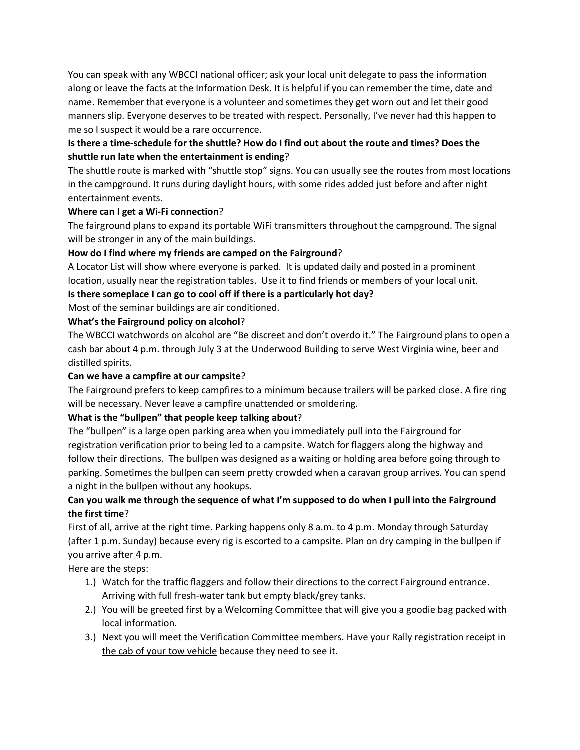You can speak with any WBCCI national officer; ask your local unit delegate to pass the information along or leave the facts at the Information Desk. It is helpful if you can remember the time, date and name. Remember that everyone is a volunteer and sometimes they get worn out and let their good manners slip. Everyone deserves to be treated with respect. Personally, I've never had this happen to me so I suspect it would be a rare occurrence.

**Is there a time-schedule for the shuttle? How do I find out about the route and times? Does the shuttle run late when the entertainment is ending**?

The shuttle route is marked with "shuttle stop" signs. You can usually see the routes from most locations in the campground. It runs during daylight hours, with some rides added just before and after night entertainment events.

**Where can I get a Wi-Fi connection**?

The fairground plans to expand its portable WiFi transmitters throughout the campground. The signal will be stronger in any of the main buildings.

**How do I find where my friends are camped on the Fairground**?

A Locator List will show where everyone is parked. It is updated daily and posted in a prominent location, usually near the registration tables. Use it to find friends or members of your local unit.

**Is there someplace I can go to cool off if there is a particularly hot day?**

Most of the seminar buildings are air conditioned.

**What's the Fairground policy on alcohol**?

The WBCCI watchwords on alcohol are "Be discreet and don't overdo it." The Fairground plans to open a cash bar about 4 p.m. through July 3 at the Underwood Building to serve West Virginia wine, beer and distilled spirits.

**Can we have a campfire at our campsite**?

The Fairground prefers to keep campfires to a minimum because trailers will be parked close. A fire ring will be necessary. Never leave a campfire unattended or smoldering.

**What is the "bullpen" that people keep talking about**?

The "bullpen" is a large open parking area when you immediately pull into the Fairground for registration verification prior to being led to a campsite. Watch for flaggers along the highway and follow their directions. The bullpen was designed as a waiting or holding area before going through to parking. Sometimes the bullpen can seem pretty crowded when a caravan group arrives. You can spend a night in the bullpen without any hookups.

**Can you walk me through the sequence of what I'm supposed to do when I pull into the Fairground the first time**?

First of all, arrive at the right time. Parking happens only 8 a.m. to 4 p.m. Monday through Saturday (after 1 p.m. Sunday) because every rig is escorted to a campsite. Plan on dry camping in the bullpen if you arrive after 4 p.m.

Here are the steps:

1.) Watch for the traffic flaggers and follow their directions to the correct Fairground entrance. Arriving with full fresh-water tank but empty black/grey tanks.
2.) You will be greeted first by a Welcoming Committee that will give you a goodie bag packed with local information.
3.) Next you will meet the Verification Committee members. Have your <u>Rally registration receipt in the cab of your tow vehicle</u> because they need to see it.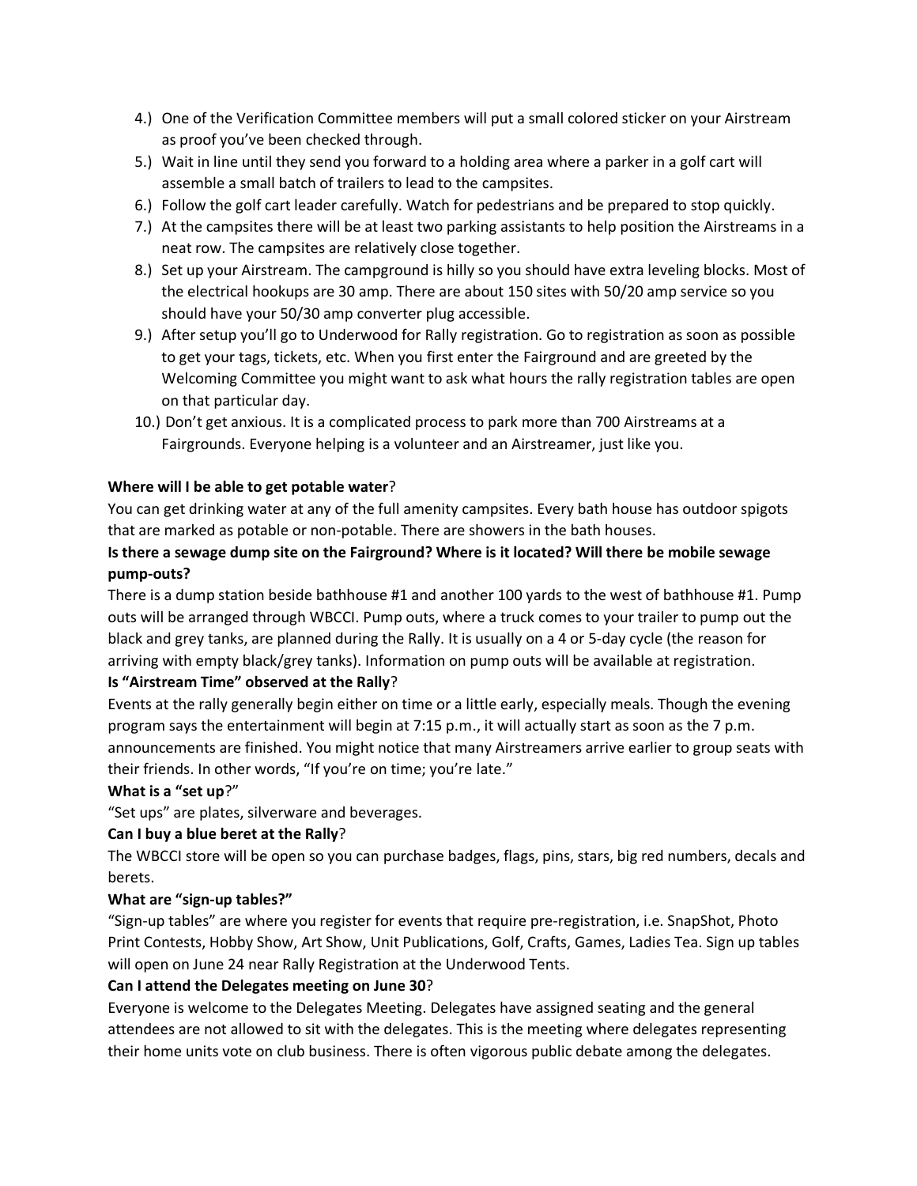4.) One of the Verification Committee members will put a small colored sticker on your Airstream as proof you've been checked through.
5.) Wait in line until they send you forward to a holding area where a parker in a golf cart will assemble a small batch of trailers to lead to the campsites.
6.) Follow the golf cart leader carefully. Watch for pedestrians and be prepared to stop quickly.
7.) At the campsites there will be at least two parking assistants to help position the Airstreams in a neat row. The campsites are relatively close together.
8.) Set up your Airstream. The campground is hilly so you should have extra leveling blocks. Most of the electrical hookups are 30 amp. There are about 150 sites with 50/20 amp service so you should have your 50/30 amp converter plug accessible.
9.) After setup you'll go to Underwood for Rally registration. Go to registration as soon as possible to get your tags, tickets, etc. When you first enter the Fairground and are greeted by the Welcoming Committee you might want to ask what hours the rally registration tables are open on that particular day.
10.) Don't get anxious. It is a complicated process to park more than 700 Airstreams at a Fairgrounds. Everyone helping is a volunteer and an Airstreamer, just like you.

**Where will I be able to get potable water**?

You can get drinking water at any of the full amenity campsites. Every bath house has outdoor spigots that are marked as potable or non-potable. There are showers in the bath houses.

**Is there a sewage dump site on the Fairground? Where is it located? Will there be mobile sewage pump-outs?**

There is a dump station beside bathhouse #1 and another 100 yards to the west of bathhouse #1. Pump outs will be arranged through WBCCI. Pump outs, where a truck comes to your trailer to pump out the black and grey tanks, are planned during the Rally. It is usually on a 4 or 5-day cycle (the reason for arriving with empty black/grey tanks). Information on pump outs will be available at registration.

**Is "Airstream Time" observed at the Rally**?

Events at the rally generally begin either on time or a little early, especially meals. Though the evening program says the entertainment will begin at 7:15 p.m., it will actually start as soon as the 7 p.m. announcements are finished. You might notice that many Airstreamers arrive earlier to group seats with their friends. In other words, "If you're on time; you're late."

**What is a "set up**?"

"Set ups" are plates, silverware and beverages.

**Can I buy a blue beret at the Rally**?

The WBCCI store will be open so you can purchase badges, flags, pins, stars, big red numbers, decals and berets.

**What are "sign-up tables?"**

"Sign-up tables" are where you register for events that require pre-registration, i.e. SnapShot, Photo Print Contests, Hobby Show, Art Show, Unit Publications, Golf, Crafts, Games, Ladies Tea. Sign up tables will open on June 24 near Rally Registration at the Underwood Tents.

**Can I attend the Delegates meeting on June 30**?

Everyone is welcome to the Delegates Meeting. Delegates have assigned seating and the general attendees are not allowed to sit with the delegates. This is the meeting where delegates representing their home units vote on club business. There is often vigorous public debate among the delegates.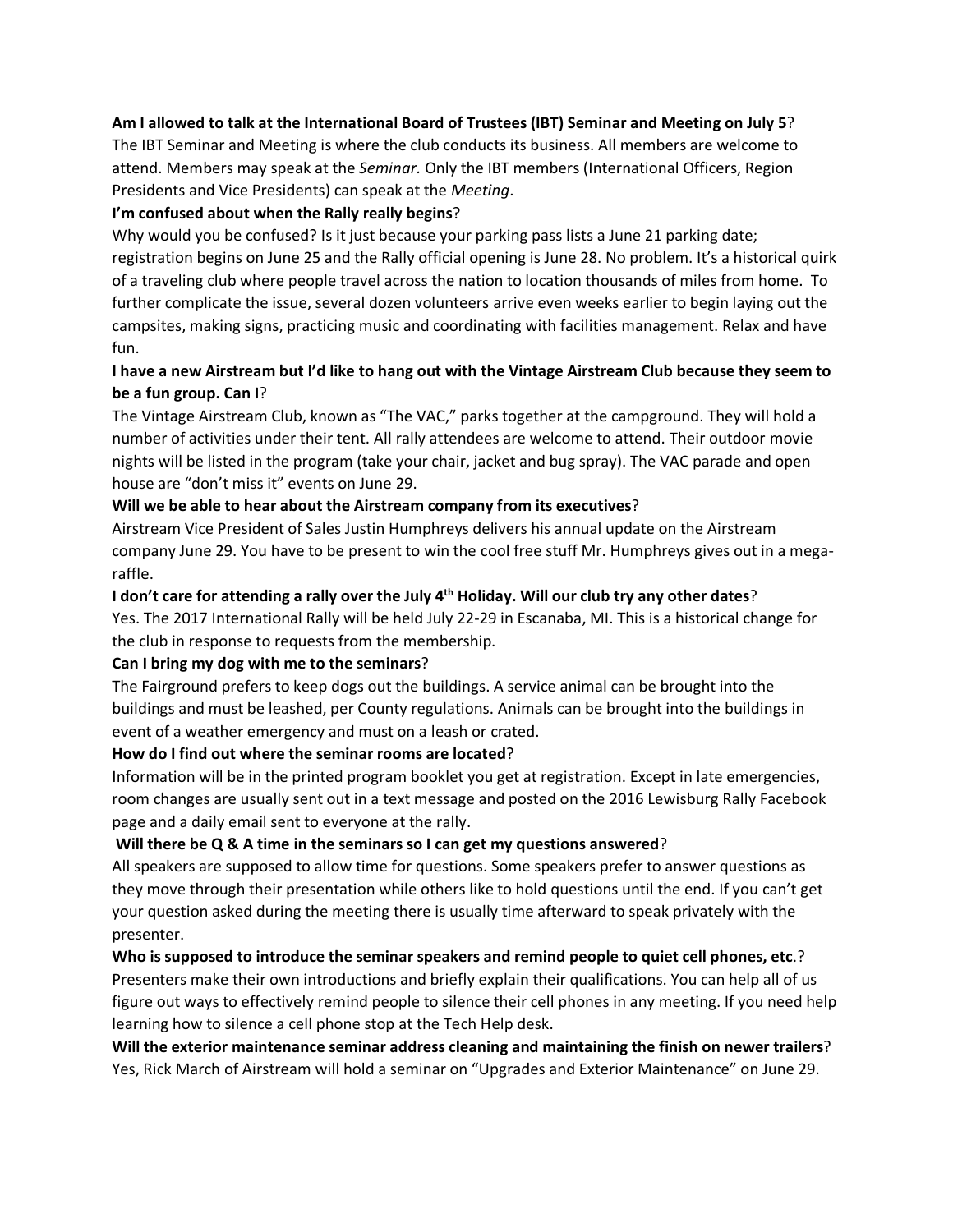**Am I allowed to talk at the International Board of Trustees (IBT) Seminar and Meeting on July 5**?

The IBT Seminar and Meeting is where the club conducts its business. All members are welcome to attend. Members may speak at the *Seminar.* Only the IBT members (International Officers, Region Presidents and Vice Presidents) can speak at the *Meeting*.

**I'm confused about when the Rally really begins**?

Why would you be confused? Is it just because your parking pass lists a June 21 parking date; registration begins on June 25 and the Rally official opening is June 28. No problem. It's a historical quirk of a traveling club where people travel across the nation to location thousands of miles from home. To further complicate the issue, several dozen volunteers arrive even weeks earlier to begin laying out the campsites, making signs, practicing music and coordinating with facilities management. Relax and have fun.

**I have a new Airstream but I'd like to hang out with the Vintage Airstream Club because they seem to be a fun group. Can I**?

The Vintage Airstream Club, known as "The VAC," parks together at the campground. They will hold a number of activities under their tent. All rally attendees are welcome to attend. Their outdoor movie nights will be listed in the program (take your chair, jacket and bug spray). The VAC parade and open house are "don't miss it" events on June 29.

**Will we be able to hear about the Airstream company from its executives**?

Airstream Vice President of Sales Justin Humphreys delivers his annual update on the Airstream company June 29. You have to be present to win the cool free stuff Mr. Humphreys gives out in a mega-raffle.

**I don't care for attending a rally over the July 4th Holiday. Will our club try any other dates**?

Yes. The 2017 International Rally will be held July 22-29 in Escanaba, MI. This is a historical change for the club in response to requests from the membership.

**Can I bring my dog with me to the seminars**?

The Fairground prefers to keep dogs out the buildings. A service animal can be brought into the buildings and must be leashed, per County regulations. Animals can be brought into the buildings in event of a weather emergency and must on a leash or crated.

**How do I find out where the seminar rooms are located**?

Information will be in the printed program booklet you get at registration. Except in late emergencies, room changes are usually sent out in a text message and posted on the 2016 Lewisburg Rally Facebook page and a daily email sent to everyone at the rally.

**Will there be Q & A time in the seminars so I can get my questions answered**?

All speakers are supposed to allow time for questions. Some speakers prefer to answer questions as they move through their presentation while others like to hold questions until the end. If you can't get your question asked during the meeting there is usually time afterward to speak privately with the presenter.

**Who is supposed to introduce the seminar speakers and remind people to quiet cell phones, etc**.?

Presenters make their own introductions and briefly explain their qualifications. You can help all of us figure out ways to effectively remind people to silence their cell phones in any meeting. If you need help learning how to silence a cell phone stop at the Tech Help desk.

**Will the exterior maintenance seminar address cleaning and maintaining the finish on newer trailers**?

Yes, Rick March of Airstream will hold a seminar on "Upgrades and Exterior Maintenance" on June 29.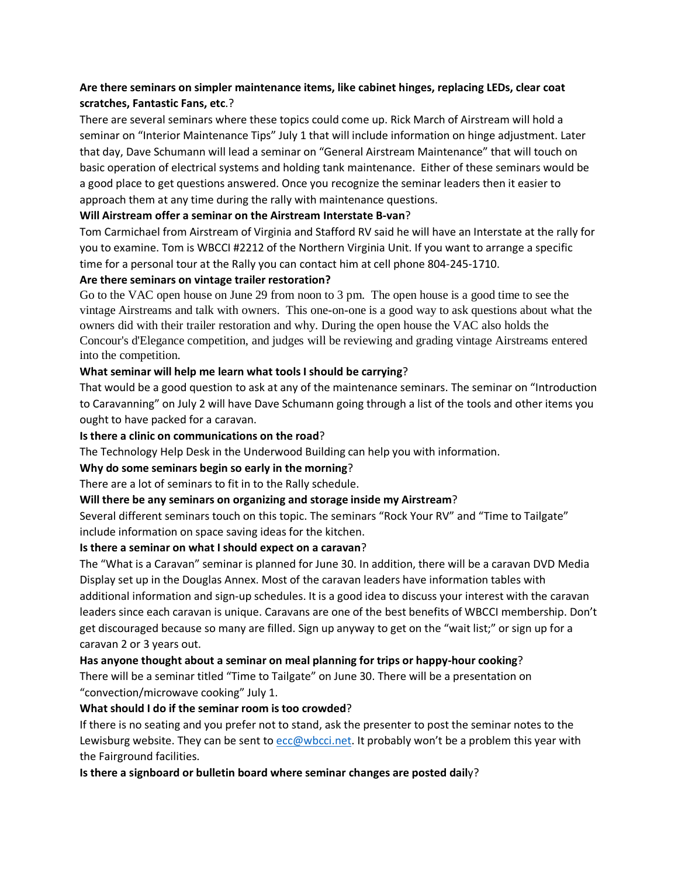**Are there seminars on simpler maintenance items, like cabinet hinges, replacing LEDs, clear coat scratches, Fantastic Fans, etc.**?

There are several seminars where these topics could come up. Rick March of Airstream will hold a seminar on "Interior Maintenance Tips" July 1 that will include information on hinge adjustment. Later that day, Dave Schumann will lead a seminar on "General Airstream Maintenance" that will touch on basic operation of electrical systems and holding tank maintenance. Either of these seminars would be a good place to get questions answered. Once you recognize the seminar leaders then it easier to approach them at any time during the rally with maintenance questions.

**Will Airstream offer a seminar on the Airstream Interstate B-van**?

Tom Carmichael from Airstream of Virginia and Stafford RV said he will have an Interstate at the rally for you to examine. Tom is WBCCI #2212 of the Northern Virginia Unit. If you want to arrange a specific time for a personal tour at the Rally you can contact him at cell phone 804-245-1710.

**Are there seminars on vintage trailer restoration?**

Go to the VAC open house on June 29 from noon to 3 pm. The open house is a good time to see the vintage Airstreams and talk with owners. This one-on-one is a good way to ask questions about what the owners did with their trailer restoration and why. During the open house the VAC also holds the Concour's d'Elegance competition, and judges will be reviewing and grading vintage Airstreams entered into the competition.

**What seminar will help me learn what tools I should be carrying**?

That would be a good question to ask at any of the maintenance seminars. The seminar on "Introduction to Caravanning" on July 2 will have Dave Schumann going through a list of the tools and other items you ought to have packed for a caravan.

**Is there a clinic on communications on the road**?

The Technology Help Desk in the Underwood Building can help you with information.

**Why do some seminars begin so early in the morning**?

There are a lot of seminars to fit in to the Rally schedule.

**Will there be any seminars on organizing and storage inside my Airstream**?

Several different seminars touch on this topic. The seminars "Rock Your RV" and "Time to Tailgate" include information on space saving ideas for the kitchen.

**Is there a seminar on what I should expect on a caravan**?

The "What is a Caravan" seminar is planned for June 30. In addition, there will be a caravan DVD Media Display set up in the Douglas Annex. Most of the caravan leaders have information tables with additional information and sign-up schedules. It is a good idea to discuss your interest with the caravan leaders since each caravan is unique. Caravans are one of the best benefits of WBCCI membership. Don't get discouraged because so many are filled. Sign up anyway to get on the "wait list;" or sign up for a caravan 2 or 3 years out.

**Has anyone thought about a seminar on meal planning for trips or happy-hour cooking**?

There will be a seminar titled "Time to Tailgate" on June 30. There will be a presentation on "convection/microwave cooking" July 1.

**What should I do if the seminar room is too crowded**?

If there is no seating and you prefer not to stand, ask the presenter to post the seminar notes to the Lewisburg website. They can be sent to ecc@wbcci.net. It probably won't be a problem this year with the Fairground facilities.

**Is there a signboard or bulletin board where seminar changes are posted daily**?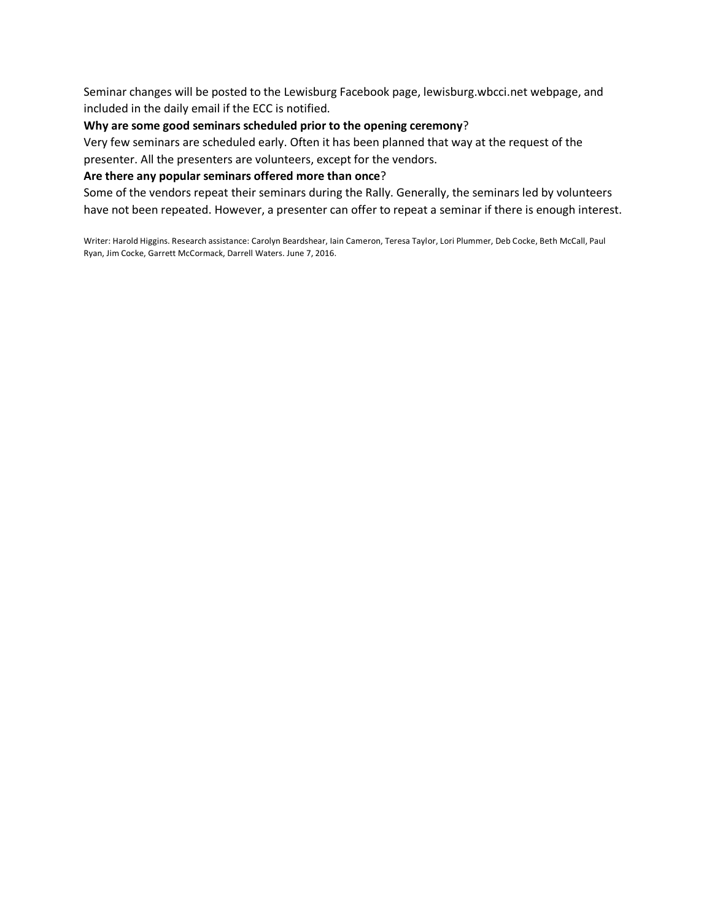Seminar changes will be posted to the Lewisburg Facebook page, lewisburg.wbcci.net webpage, and included in the daily email if the ECC is notified.

**Why are some good seminars scheduled prior to the opening ceremony**?

Very few seminars are scheduled early. Often it has been planned that way at the request of the presenter. All the presenters are volunteers, except for the vendors.

**Are there any popular seminars offered more than once**?

Some of the vendors repeat their seminars during the Rally. Generally, the seminars led by volunteers have not been repeated. However, a presenter can offer to repeat a seminar if there is enough interest.

Writer: Harold Higgins. Research assistance: Carolyn Beardshear, Iain Cameron, Teresa Taylor, Lori Plummer, Deb Cocke, Beth McCall, Paul Ryan, Jim Cocke, Garrett McCormack, Darrell Waters. June 7, 2016.